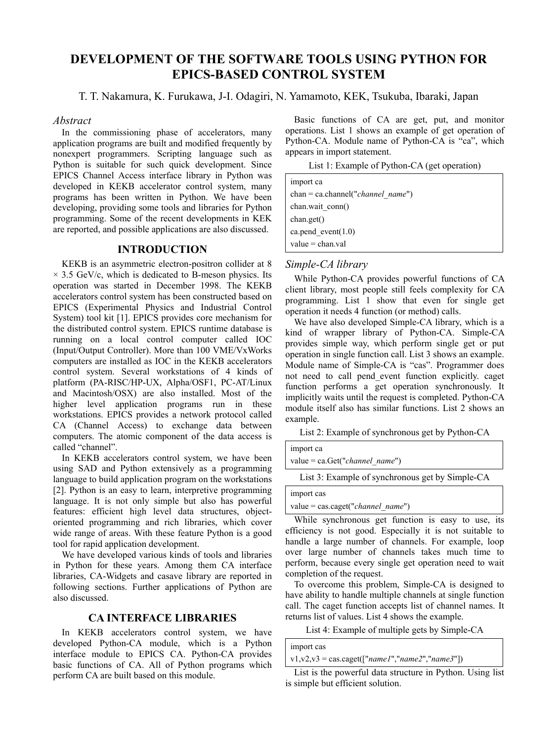# DEVELOPMENT OF THE SOFTWARE TOOLS USING PYTHON FOR EPICS-BASED CONTROL SYSTEM

T. T. Nakamura, K. Furukawa, J-I. Odagiri, N. Yamamoto, KEK, Tsukuba, Ibaraki, Japan

## *Abstract*

In the commissioning phase of accelerators, many application programs are built and modified frequently by nonexpert programmers. Scripting language such as Python is suitable for such quick development. Since EPICS Channel Access interface library in Python was developed in KEKB accelerator control system, many programs has been written in Python. We have been developing, providing some tools and libraries for Python programming. Some of the recent developments in KEK are reported, and possible applications are also discussed.

## INTRODUCTION

KEKB is an asymmetric electron-positron collider at 8 $\times$ 3.5 GeV/c, which is dedicated to B-meson physics. Its operation was started in December 1998. The KEKB accelerators control system has been constructed based on EPICS (Experimental Physics and Industrial Control System) tool kit [1]. EPICS provides core mechanism for the distributed control system. EPICS runtime database is running on a local control computer called IOC (Input/Output Controller). More than 100 VME/VxWorks computers are installed as IOC in the KEKB accelerators control system. Several workstations of 4 kinds of platform (PA-RISC/HP-UX, Alpha/OSF1, PC-AT/Linux and Macintosh/OSX) are also installed. Most of the higher level application programs run in these workstations. EPICS provides a network protocol called CA (Channel Access) to exchange data between computers. The atomic component of the data access is called "channel".

In KEKB accelerators control system, we have been using SAD and Python extensively as a programming language to build application program on the workstations [2]. Python is an easy to learn, interpretive programming language. It is not only simple but also has powerful features: efficient high level data structures, object-oriented programming and rich libraries, which cover wide range of areas. With these feature Python is a good tool for rapid application development.

We have developed various kinds of tools and libraries in Python for these years. Among them CA interface libraries, CA-Widgets and casave library are reported in following sections. Further applications of Python are also discussed.

## CA INTERFACE LIBRARIES

In KEKB accelerators control system, we have developed Python-CA module, which is a Python interface module to EPICS CA. Python-CA provides basic functions of CA. All of Python programs which perform CA are built based on this module.

Basic functions of CA are get, put, and monitor operations. List 1 shows an example of get operation of Python-CA. Module name of Python-CA is "ca", which appears in import statement.

List 1: Example of Python-CA (get operation)

```
import ca
chan = ca.channel("channel_name")
chan.wait_conn()
chan.get()
ca.pend_event(1.0)
value = chan.val
```

### *Simple-CA library*

While Python-CA provides powerful functions of CA client library, most people still feels complexity for CA programming. List 1 show that even for single get operation it needs 4 function (or method) calls.

We have also developed Simple-CA library, which is a kind of wrapper library of Python-CA. Simple-CA provides simple way, which perform single get or put operation in single function call. List 3 shows an example. Module name of Simple-CA is "cas". Programmer does not need to call pend_event function explicitly. caget function performs a get operation synchronously. It implicitly waits until the request is completed. Python-CA module itself also has similar functions. List 2 shows an example.

List 2: Example of synchronous get by Python-CA

```
import ca
value = ca.Get("channel_name")
```

List 3: Example of synchronous get by Simple-CA

```
import cas
value = cas.caget("channel_name")
```

While synchronous get function is easy to use, its efficiency is not good. Especially it is not suitable to handle a large number of channels. For example, loop over large number of channels takes much time to perform, because every single get operation need to wait completion of the request.

To overcome this problem, Simple-CA is designed to have ability to handle multiple channels at single function call. The caget function accepts list of channel names. It returns list of values. List 4 shows the example.

List 4: Example of multiple gets by Simple-CA

```
import cas
v1,v2,v3 = cas.caget(["name1","name2","name3"])
```

List is the powerful data structure in Python. Using list is simple but efficient solution.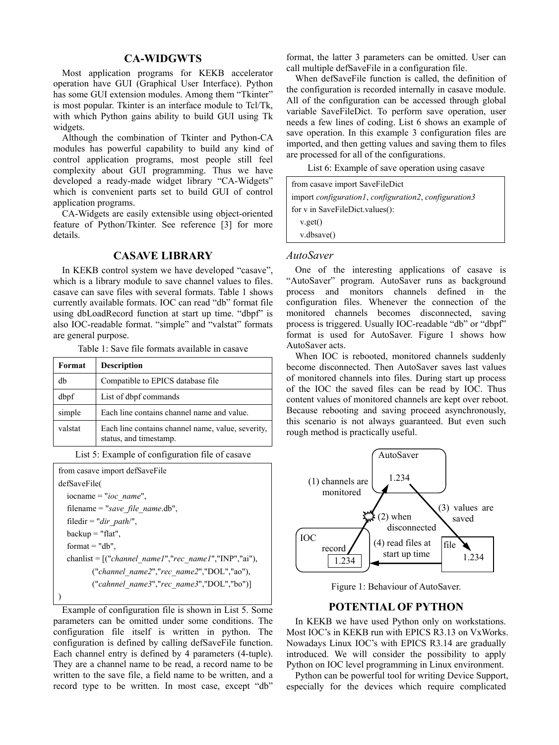## CA-WIDGWTS

Most application programs for KEKB accelerator operation have GUI (Graphical User Interface). Python has some GUI extension modules. Among them "Tkinter" is most popular. Tkinter is an interface module to Tcl/Tk, with which Python gains ability to build GUI using Tk widgets.

Although the combination of Tkinter and Python-CA modules has powerful capability to build any kind of control application programs, most people still feel complexity about GUI programming. Thus we have developed a ready-made widget library "CA-Widgets" which is convenient parts set to build GUI of control application programs.

CA-Widgets are easily extensible using object-oriented feature of Python/Tkinter. See reference [3] for more details.

## CASAVE LIBRARY

In KEKB control system we have developed "casave", which is a library module to save channel values to files. casave can save files with several formats. Table 1 shows currently available formats. IOC can read "db" format file using dbLoadRecord function at start up time. "dbpf" is also IOC-readable format. "simple" and "valstat" formats are general purpose.

Table 1: Save file formats available in casave

| Format | Description |
|---|---|
| db | Compatible to EPICS database file |
| dbpf | List of dbpf commands |
| simple | Each line contains channel name and value. |
| valstat | Each line contains channel name, value, severity, status, and timestamp. |

List 5: Example of configuration file of casave

```
from casave import defSaveFile
defSaveFile(
    iocname = "ioc_name",
    filename = "save_file_name.db",
    filedir = "dir_path/",
    backup = "flat",
    format = "db",
    chanlist = [("channel_name1","rec_name1","INP","ai"),
            ("channel_name2","rec_name2","DOL","ao"),
            ("cahnnel_name3","rec_name3","DOL","bo")]
)
```

Example of configuration file is shown in List 5. Some parameters can be omitted under some conditions. The configuration file itself is written in python. The configuration is defined by calling defSaveFile function. Each channel entry is defined by 4 parameters (4-tuple). They are a channel name to be read, a record name to be written to the save file, a field name to be written, and a record type to be written. In most case, except "db" format, the latter 3 parameters can be omitted. User can call multiple defSaveFile in a configuration file.

When defSaveFile function is called, the definition of the configuration is recorded internally in casave module. All of the configuration can be accessed through global variable SaveFileDict. To perform save operation, user needs a few lines of coding. List 6 shows an example of save operation. In this example 3 configuration files are imported, and then getting values and saving them to files are processed for all of the configurations.

List 6: Example of save operation using casave

```
from casave import SaveFileDict
import configuration1, configuration2, configuration3
for v in SaveFileDict.values():
    v.get()
    v.dbsave()
```

### *AutoSaver*

One of the interesting applications of casave is "AutoSaver" program. AutoSaver runs as background process and monitors channels defined in the configuration files. Whenever the connection of the monitored channels becomes disconnected, saving process is triggered. Usually IOC-readable "db" or "dbpf" format is used for AutoSaver. Figure 1 shows how AutoSaver acts.

When IOC is rebooted, monitored channels suddenly become disconnected. Then AutoSaver saves last values of monitored channels into files. During start up process of the IOC the saved files can be read by IOC. Thus content values of monitored channels are kept over reboot. Because rebooting and saving proceed asynchronously, this scenario is not always guaranteed. But even such rough method is practically useful.

Figure 1: Behaviour of AutoSaver.

## POTENTIAL OF PYTHON

In KEKB we have used Python only on workstations. Most IOC's in KEKB run with EPICS R3.13 on VxWorks. Nowadays Linux IOC's with EPICS R3.14 are gradually introduced. We will consider the possibility to apply Python on IOC level programming in Linux environment.

Python can be powerful tool for writing Device Support, especially for the devices which require complicated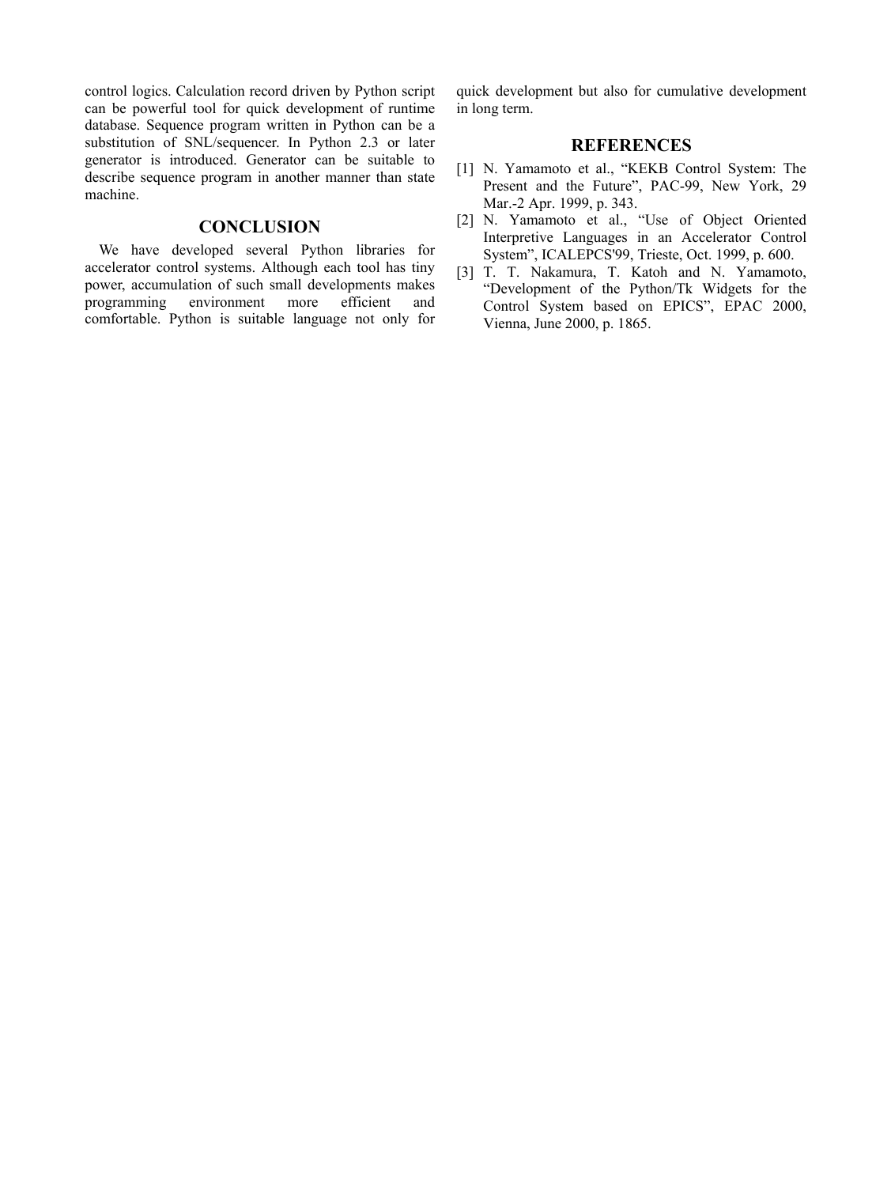control logics. Calculation record driven by Python script can be powerful tool for quick development of runtime database. Sequence program written in Python can be a substitution of SNL/sequencer. In Python 2.3 or later generator is introduced. Generator can be suitable to describe sequence program in another manner than state machine.

## CONCLUSION

We have developed several Python libraries for accelerator control systems. Although each tool has tiny power, accumulation of such small developments makes programming environment more efficient and comfortable. Python is suitable language not only for quick development but also for cumulative development in long term.

## REFERENCES

[1] N. Yamamoto et al., "KEKB Control System: The Present and the Future", PAC-99, New York, 29 Mar.-2 Apr. 1999, p. 343.

[2] N. Yamamoto et al., "Use of Object Oriented Interpretive Languages in an Accelerator Control System", ICALEPCS'99, Trieste, Oct. 1999, p. 600.

[3] T. T. Nakamura, T. Katoh and N. Yamamoto, "Development of the Python/Tk Widgets for the Control System based on EPICS", EPAC 2000, Vienna, June 2000, p. 1865.